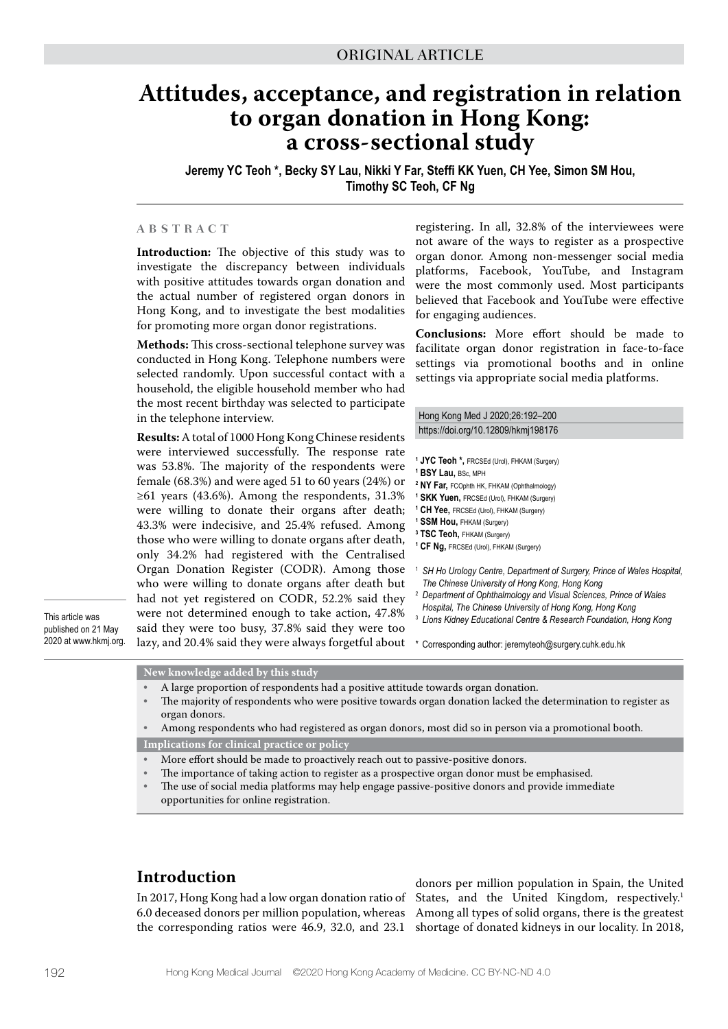ORIGINAL ARTICLE

# Attitudes, acceptance, and registration in relation to organ donation in Hong Kong: a cross-sectional study

**Jeremy YC Teoh *, Becky SY Lau, Nikki Y Far, Steffi KK Yuen, CH Yee, Simon SM Hou, Timothy SC Teoh, CF Ng**

## ABSTRACT

**Introduction:** The objective of this study was to investigate the discrepancy between individuals with positive attitudes towards organ donation and the actual number of registered organ donors in Hong Kong, and to investigate the best modalities for promoting more organ donor registrations.

**Methods:** This cross-sectional telephone survey was conducted in Hong Kong. Telephone numbers were selected randomly. Upon successful contact with a household, the eligible household member who had the most recent birthday was selected to participate in the telephone interview.

**Results:** A total of 1000 Hong Kong Chinese residents were interviewed successfully. The response rate was 53.8%. The majority of the respondents were female (68.3%) and were aged 51 to 60 years (24%) or ≥61 years (43.6%). Among the respondents, 31.3% were willing to donate their organs after death; 43.3% were indecisive, and 25.4% refused. Among those who were willing to donate organs after death, only 34.2% had registered with the Centralised Organ Donation Register (CODR). Among those who were willing to donate organs after death but had not yet registered on CODR, 52.2% said they were not determined enough to take action, 47.8% said they were too busy, 37.8% said they were too lazy, and 20.4% said they were always forgetful about registering. In all, 32.8% of the interviewees were not aware of the ways to register as a prospective organ donor. Among non-messenger social media platforms, Facebook, YouTube, and Instagram were the most commonly used. Most participants believed that Facebook and YouTube were effective for engaging audiences.

**Conclusions:** More effort should be made to facilitate organ donor registration in face-to-face settings via promotional booths and in online settings via appropriate social media platforms.

Hong Kong Med J 2020;26:192–200

https://doi.org/10.12809/hkmj198176

[1] **JYC Teoh \***, FRCSEd (Urol), FHKAM (Surgery)
[1] **BSY Lau**, BSc, MPH
[2] **NY Far**, FCOphth HK, FHKAM (Ophthalmology)
[1] **SKK Yuen**, FRCSEd (Urol), FHKAM (Surgery)
[1] **CH Yee**, FRCSEd (Urol), FHKAM (Surgery)
[1] **SSM Hou**, FHKAM (Surgery)
[3] **TSC Teoh**, FHKAM (Surgery)
[1] **CF Ng**, FRCSEd (Urol), FHKAM (Surgery)

[1] *SH Ho Urology Centre, Department of Surgery, Prince of Wales Hospital, The Chinese University of Hong Kong, Hong Kong*
[2] *Department of Ophthalmology and Visual Sciences, Prince of Wales Hospital, The Chinese University of Hong Kong, Hong Kong*
[3] *Lions Kidney Educational Centre & Research Foundation, Hong Kong*

\* Corresponding author: jeremyteoh@surgery.cuhk.edu.hk

This article was published on 21 May 2020 at www.hkmj.org.

**New knowledge added by this study**

- A large proportion of respondents had a positive attitude towards organ donation.
- The majority of respondents who were positive towards organ donation lacked the determination to register as organ donors.
- Among respondents who had registered as organ donors, most did so in person via a promotional booth.

**Implications for clinical practice or policy**

- More effort should be made to proactively reach out to passive-positive donors.
- The importance of taking action to register as a prospective organ donor must be emphasised.
- The use of social media platforms may help engage passive-positive donors and provide immediate opportunities for online registration.

## Introduction

In 2017, Hong Kong had a low organ donation ratio of 6.0 deceased donors per million population, whereas the corresponding ratios were 46.9, 32.0, and 23.1 donors per million population in Spain, the United States, and the United Kingdom, respectively.[1] Among all types of solid organs, there is the greatest shortage of donated kidneys in our locality. In 2018,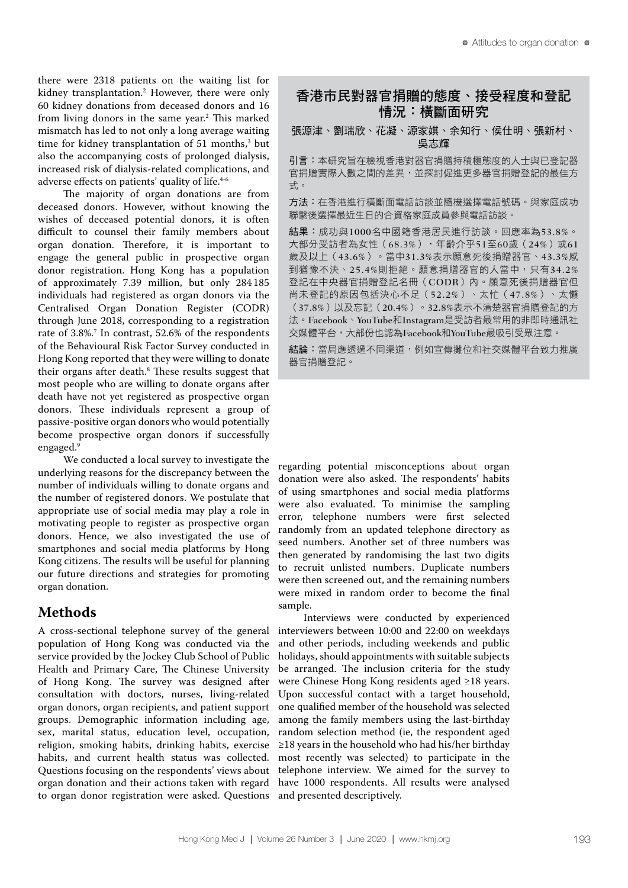there were 2318 patients on the waiting list for kidney transplantation.[2] However, there were only 60 kidney donations from deceased donors and 16 from living donors in the same year.[2] This marked mismatch has led to not only a long average waiting time for kidney transplantation of 51 months,[3] but also the accompanying costs of prolonged dialysis, increased risk of dialysis-related complications, and adverse effects on patients' quality of life.[4-6]

The majority of organ donations are from deceased donors. However, without knowing the wishes of deceased potential donors, it is often difficult to counsel their family members about organ donation. Therefore, it is important to engage the general public in prospective organ donor registration. Hong Kong has a population of approximately 7.39 million, but only 284 185 individuals had registered as organ donors via the Centralised Organ Donation Register (CODR) through June 2018, corresponding to a registration rate of 3.8%.[7] In contrast, 52.6% of the respondents of the Behavioural Risk Factor Survey conducted in Hong Kong reported that they were willing to donate their organs after death.[8] These results suggest that most people who are willing to donate organs after death have not yet registered as prospective organ donors. These individuals represent a group of passive-positive organ donors who would potentially become prospective organ donors if successfully engaged.[9]

We conducted a local survey to investigate the underlying reasons for the discrepancy between the number of individuals willing to donate organs and the number of registered donors. We postulate that appropriate use of social media may play a role in motivating people to register as prospective organ donors. Hence, we also investigated the use of smartphones and social media platforms by Hong Kong citizens. The results will be useful for planning our future directions and strategies for promoting organ donation.

## Methods

A cross-sectional telephone survey of the general population of Hong Kong was conducted via the service provided by the Jockey Club School of Public Health and Primary Care, The Chinese University of Hong Kong. The survey was designed after consultation with doctors, nurses, living-related organ donors, organ recipients, and patient support groups. Demographic information including age, sex, marital status, education level, occupation, religion, smoking habits, drinking habits, exercise habits, and current health status was collected. Questions focusing on the respondents' views about organ donation and their actions taken with regard to organ donor registration were asked. Questions regarding potential misconceptions about organ donation were also asked. The respondents' habits of using smartphones and social media platforms were also evaluated. To minimise the sampling error, telephone numbers were first selected randomly from an updated telephone directory as seed numbers. Another set of three numbers was then generated by randomising the last two digits to recruit unlisted numbers. Duplicate numbers were then screened out, and the remaining numbers were mixed in random order to become the final sample.

Interviews were conducted by experienced interviewers between 10:00 and 22:00 on weekdays and other periods, including weekends and public holidays, should appointments with suitable subjects be arranged. The inclusion criteria for the study were Chinese Hong Kong residents aged ≥18 years. Upon successful contact with a target household, one qualified member of the household was selected among the family members using the last-birthday random selection method (ie, the respondent aged ≥18 years in the household who had his/her birthday most recently was selected) to participate in the telephone interview. We aimed for the survey to have 1000 respondents. All results were analysed and presented descriptively.

## 香港市民對器官捐贈的態度、接受程度和登記情況：橫斷面研究

張源津、劉瑞欣、花凝、源家娸、余知行、侯仕明、張新村、吳志輝

**引言**：本研究旨在檢視香港對器官捐贈持積極態度的人士與已登記器官捐贈實際人數之間的差異，並探討促進更多器官捐贈登記的最佳方式。

**方法**：在香港進行橫斷面電話訪談並隨機選擇電話號碼。與家庭成功聯繫後選擇最近生日的合資格家庭成員參與電話訪談。

**結果**：成功與1000名中國籍香港居民進行訪談。回應率為53.8%。大部分受訪者為女性（68.3%），年齡介乎51至60歲（24%）或61歲及以上（43.6%）。當中31.3%表示願意死後捐贈器官、43.3%感到猶豫不決、25.4%則拒絕。願意捐贈器官的人當中，只有34.2%登記在中央器官捐贈登記名冊（CODR）內。願意死後捐贈器官但尚未登記的原因包括決心不足（52.2%）、太忙（47.8%）、太懶（37.8%）以及忘記（20.4%）。32.8%表示不清楚器官捐贈登記的方法。Facebook、YouTube和Instagram是受訪者最常用的非即時通訊社交媒體平台，大部份也認為Facebook和YouTube最吸引受眾注意。

**結論**：當局應透過不同渠道，例如宣傳攤位和社交媒體平台致力推廣器官捐贈登記。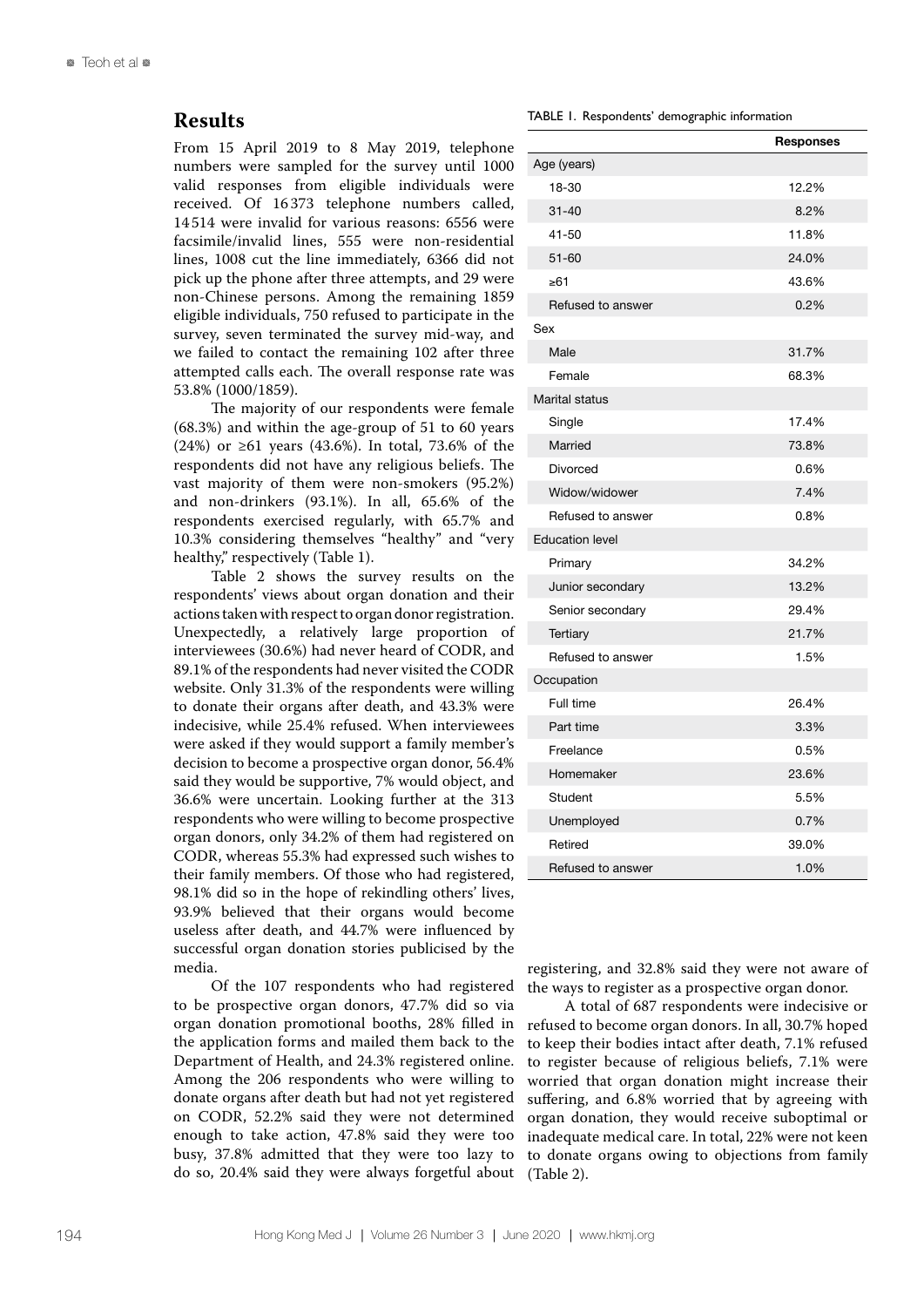## Results

From 15 April 2019 to 8 May 2019, telephone numbers were sampled for the survey until 1000 valid responses from eligible individuals were received. Of 16 373 telephone numbers called, 14 514 were invalid for various reasons: 6556 were facsimile/invalid lines, 555 were non-residential lines, 1008 cut the line immediately, 6366 did not pick up the phone after three attempts, and 29 were non-Chinese persons. Among the remaining 1859 eligible individuals, 750 refused to participate in the survey, seven terminated the survey mid-way, and we failed to contact the remaining 102 after three attempted calls each. The overall response rate was 53.8% (1000/1859).

The majority of our respondents were female (68.3%) and within the age-group of 51 to 60 years (24%) or ≥61 years (43.6%). In total, 73.6% of the respondents did not have any religious beliefs. The vast majority of them were non-smokers (95.2%) and non-drinkers (93.1%). In all, 65.6% of the respondents exercised regularly, with 65.7% and 10.3% considering themselves "healthy" and "very healthy," respectively (Table 1).

Table 2 shows the survey results on the respondents' views about organ donation and their actions taken with respect to organ donor registration. Unexpectedly, a relatively large proportion of interviewees (30.6%) had never heard of CODR, and 89.1% of the respondents had never visited the CODR website. Only 31.3% of the respondents were willing to donate their organs after death, and 43.3% were indecisive, while 25.4% refused. When interviewees were asked if they would support a family member's decision to become a prospective organ donor, 56.4% said they would be supportive, 7% would object, and 36.6% were uncertain. Looking further at the 313 respondents who were willing to become prospective organ donors, only 34.2% of them had registered on CODR, whereas 55.3% had expressed such wishes to their family members. Of those who had registered, 98.1% did so in the hope of rekindling others' lives, 93.9% believed that their organs would become useless after death, and 44.7% were influenced by successful organ donation stories publicised by the media.

Of the 107 respondents who had registered to be prospective organ donors, 47.7% did so via organ donation promotional booths, 28% filled in the application forms and mailed them back to the Department of Health, and 24.3% registered online. Among the 206 respondents who were willing to donate organs after death but had not yet registered on CODR, 52.2% said they were not determined enough to take action, 47.8% said they were too busy, 37.8% admitted that they were too lazy to do so, 20.4% said they were always forgetful about registering, and 32.8% said they were not aware of the ways to register as a prospective organ donor.

A total of 687 respondents were indecisive or refused to become organ donors. In all, 30.7% hoped to keep their bodies intact after death, 7.1% refused to register because of religious beliefs, 7.1% were worried that organ donation might increase their suffering, and 6.8% worried that by agreeing with organ donation, they would receive suboptimal or inadequate medical care. In total, 22% were not keen to donate organs owing to objections from family (Table 2).

TABLE 1. Respondents' demographic information

| | Responses |
|---|---|
| Age (years) | |
| 18-30 | 12.2% |
| 31-40 | 8.2% |
| 41-50 | 11.8% |
| 51-60 | 24.0% |
| ≥61 | 43.6% |
| Refused to answer | 0.2% |
| Sex | |
| Male | 31.7% |
| Female | 68.3% |
| Marital status | |
| Single | 17.4% |
| Married | 73.8% |
| Divorced | 0.6% |
| Widow/widower | 7.4% |
| Refused to answer | 0.8% |
| Education level | |
| Primary | 34.2% |
| Junior secondary | 13.2% |
| Senior secondary | 29.4% |
| Tertiary | 21.7% |
| Refused to answer | 1.5% |
| Occupation | |
| Full time | 26.4% |
| Part time | 3.3% |
| Freelance | 0.5% |
| Homemaker | 23.6% |
| Student | 5.5% |
| Unemployed | 0.7% |
| Retired | 39.0% |
| Refused to answer | 1.0% |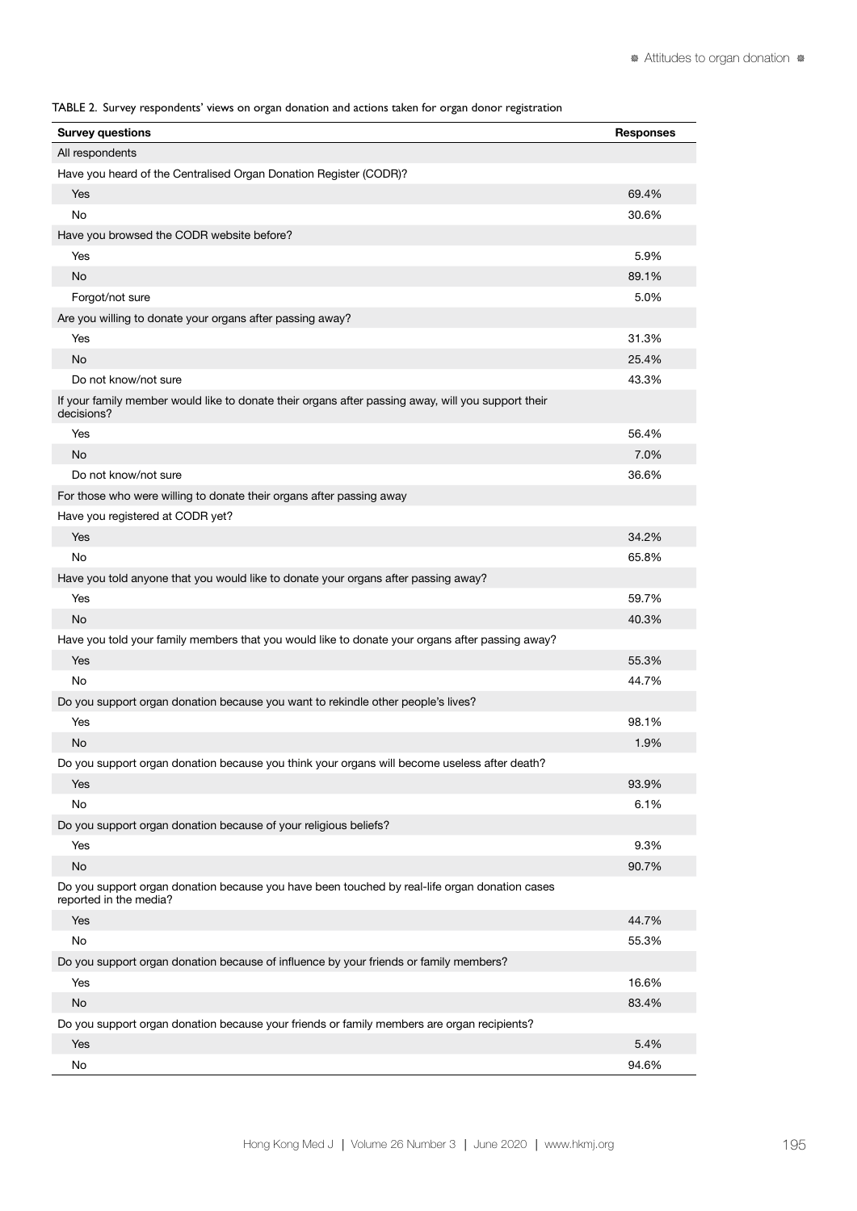TABLE 2. Survey respondents' views on organ donation and actions taken for organ donor registration

| Survey questions | Responses |
|---|---|
| All respondents | |
| Have you heard of the Centralised Organ Donation Register (CODR)? | |
| Yes | 69.4% |
| No | 30.6% |
| Have you browsed the CODR website before? | |
| Yes | 5.9% |
| No | 89.1% |
| Forgot/not sure | 5.0% |
| Are you willing to donate your organs after passing away? | |
| Yes | 31.3% |
| No | 25.4% |
| Do not know/not sure | 43.3% |
| If your family member would like to donate their organs after passing away, will you support their decisions? | |
| Yes | 56.4% |
| No | 7.0% |
| Do not know/not sure | 36.6% |
| For those who were willing to donate their organs after passing away | |
| Have you registered at CODR yet? | |
| Yes | 34.2% |
| No | 65.8% |
| Have you told anyone that you would like to donate your organs after passing away? | |
| Yes | 59.7% |
| No | 40.3% |
| Have you told your family members that you would like to donate your organs after passing away? | |
| Yes | 55.3% |
| No | 44.7% |
| Do you support organ donation because you want to rekindle other people's lives? | |
| Yes | 98.1% |
| No | 1.9% |
| Do you support organ donation because you think your organs will become useless after death? | |
| Yes | 93.9% |
| No | 6.1% |
| Do you support organ donation because of your religious beliefs? | |
| Yes | 9.3% |
| No | 90.7% |
| Do you support organ donation because you have been touched by real-life organ donation cases reported in the media? | |
| Yes | 44.7% |
| No | 55.3% |
| Do you support organ donation because of influence by your friends or family members? | |
| Yes | 16.6% |
| No | 83.4% |
| Do you support organ donation because your friends or family members are organ recipients? | |
| Yes | 5.4% |
| No | 94.6% |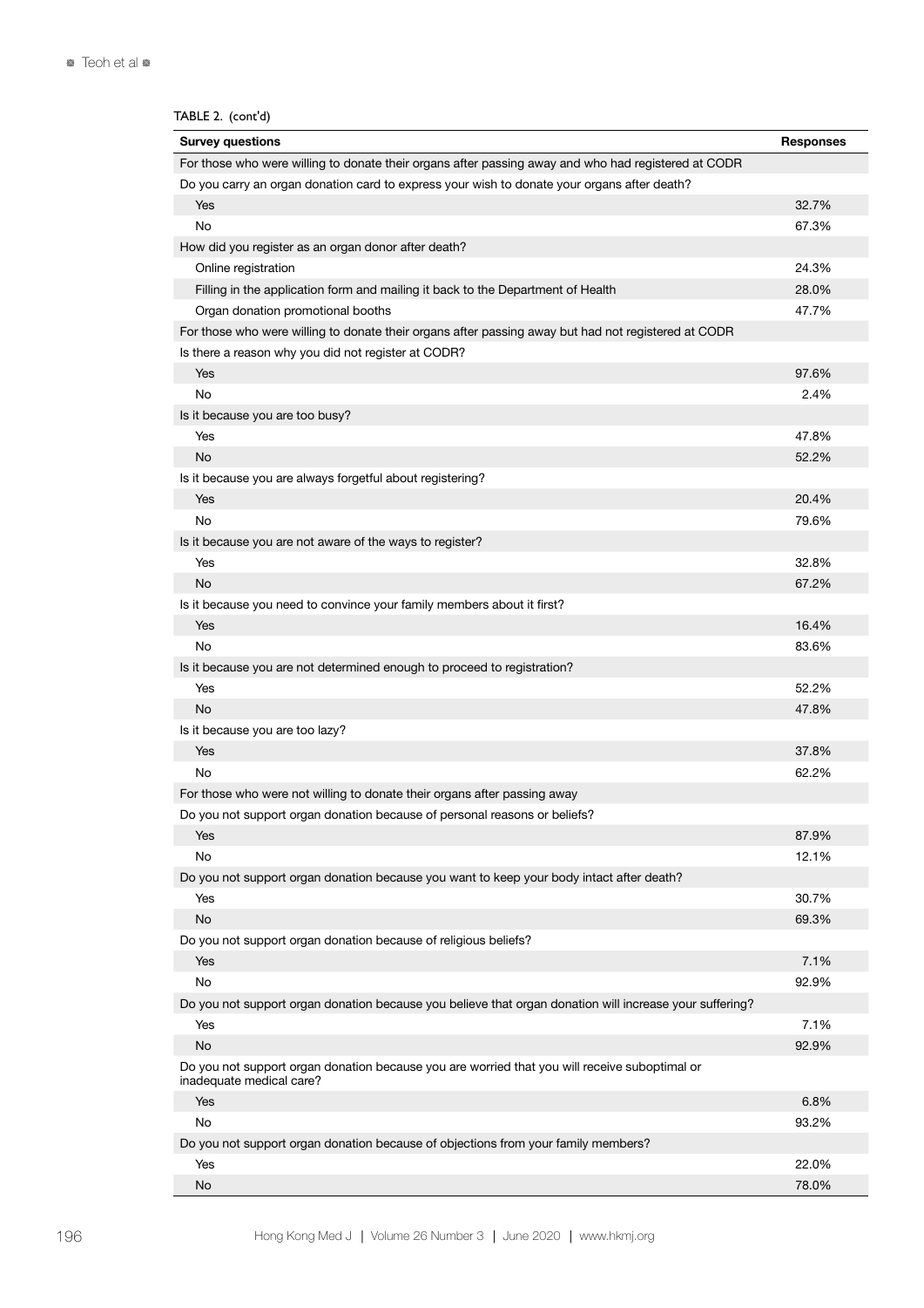TABLE 2. (cont'd)

| Survey questions | Responses |
|---|---|
| For those who were willing to donate their organs after passing away and who had registered at CODR | |
| Do you carry an organ donation card to express your wish to donate your organs after death? | |
| Yes | 32.7% |
| No | 67.3% |
| How did you register as an organ donor after death? | |
| Online registration | 24.3% |
| Filling in the application form and mailing it back to the Department of Health | 28.0% |
| Organ donation promotional booths | 47.7% |
| For those who were willing to donate their organs after passing away but had not registered at CODR | |
| Is there a reason why you did not register at CODR? | |
| Yes | 97.6% |
| No | 2.4% |
| Is it because you are too busy? | |
| Yes | 47.8% |
| No | 52.2% |
| Is it because you are always forgetful about registering? | |
| Yes | 20.4% |
| No | 79.6% |
| Is it because you are not aware of the ways to register? | |
| Yes | 32.8% |
| No | 67.2% |
| Is it because you need to convince your family members about it first? | |
| Yes | 16.4% |
| No | 83.6% |
| Is it because you are not determined enough to proceed to registration? | |
| Yes | 52.2% |
| No | 47.8% |
| Is it because you are too lazy? | |
| Yes | 37.8% |
| No | 62.2% |
| For those who were not willing to donate their organs after passing away | |
| Do you not support organ donation because of personal reasons or beliefs? | |
| Yes | 87.9% |
| No | 12.1% |
| Do you not support organ donation because you want to keep your body intact after death? | |
| Yes | 30.7% |
| No | 69.3% |
| Do you not support organ donation because of religious beliefs? | |
| Yes | 7.1% |
| No | 92.9% |
| Do you not support organ donation because you believe that organ donation will increase your suffering? | |
| Yes | 7.1% |
| No | 92.9% |
| Do you not support organ donation because you are worried that you will receive suboptimal or inadequate medical care? | |
| Yes | 6.8% |
| No | 93.2% |
| Do you not support organ donation because of objections from your family members? | |
| Yes | 22.0% |
| No | 78.0% |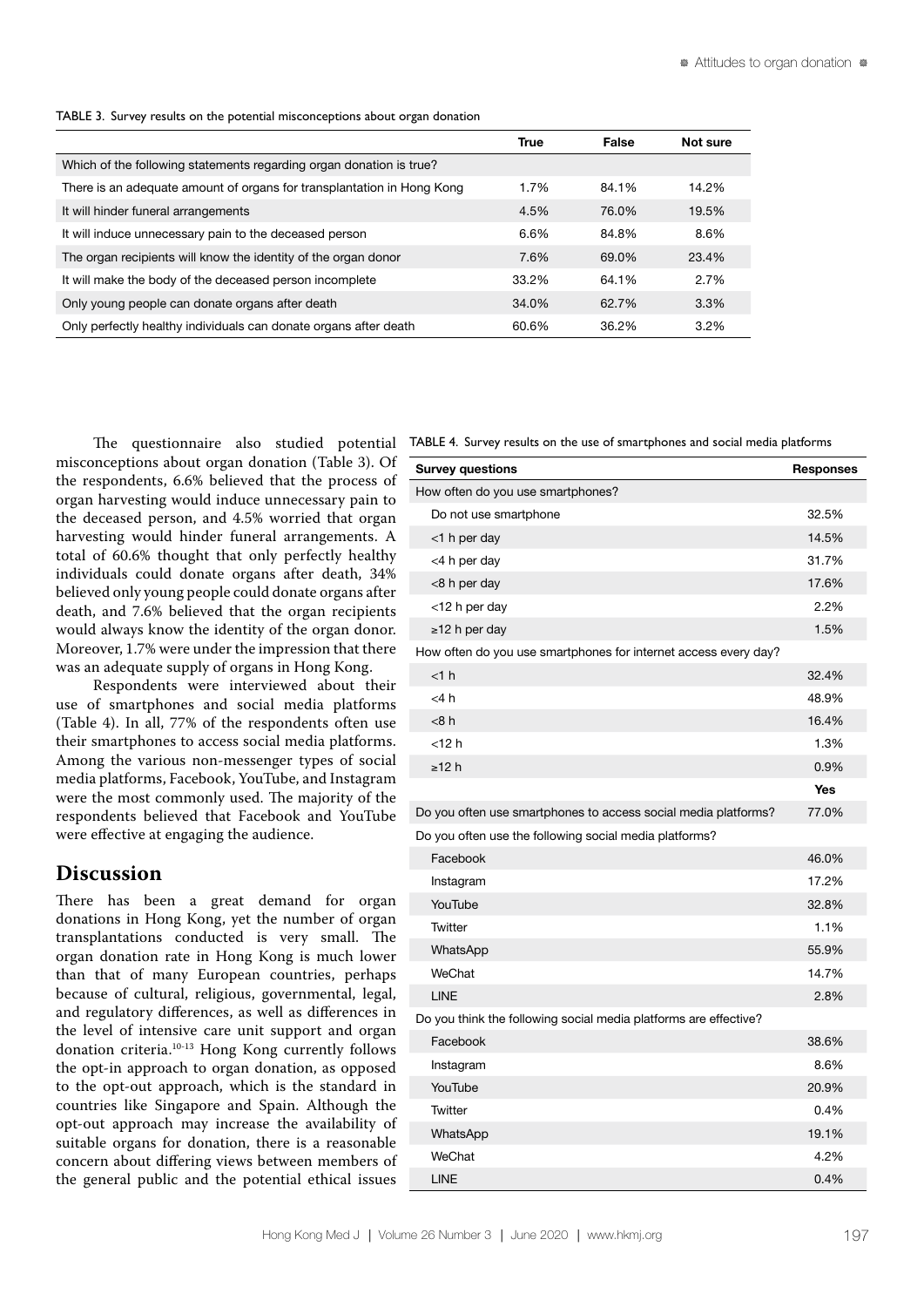TABLE 3. Survey results on the potential misconceptions about organ donation

| | True | False | Not sure |
|---|---|---|---|
| Which of the following statements regarding organ donation is true? | | | |
| There is an adequate amount of organs for transplantation in Hong Kong | 1.7% | 84.1% | 14.2% |
| It will hinder funeral arrangements | 4.5% | 76.0% | 19.5% |
| It will induce unnecessary pain to the deceased person | 6.6% | 84.8% | 8.6% |
| The organ recipients will know the identity of the organ donor | 7.6% | 69.0% | 23.4% |
| It will make the body of the deceased person incomplete | 33.2% | 64.1% | 2.7% |
| Only young people can donate organs after death | 34.0% | 62.7% | 3.3% |
| Only perfectly healthy individuals can donate organs after death | 60.6% | 36.2% | 3.2% |

The questionnaire also studied potential misconceptions about organ donation (Table 3). Of the respondents, 6.6% believed that the process of organ harvesting would induce unnecessary pain to the deceased person, and 4.5% worried that organ harvesting would hinder funeral arrangements. A total of 60.6% thought that only perfectly healthy individuals could donate organs after death, 34% believed only young people could donate organs after death, and 7.6% believed that the organ recipients would always know the identity of the organ donor. Moreover, 1.7% were under the impression that there was an adequate supply of organs in Hong Kong.

Respondents were interviewed about their use of smartphones and social media platforms (Table 4). In all, 77% of the respondents often use their smartphones to access social media platforms. Among the various non-messenger types of social media platforms, Facebook, YouTube, and Instagram were the most commonly used. The majority of the respondents believed that Facebook and YouTube were effective at engaging the audience.

TABLE 4. Survey results on the use of smartphones and social media platforms

| Survey questions | Responses |
|---|---|
| How often do you use smartphones? | |
| Do not use smartphone | 32.5% |
| <1 h per day | 14.5% |
| <4 h per day | 31.7% |
| <8 h per day | 17.6% |
| <12 h per day | 2.2% |
| ≥12 h per day | 1.5% |
| How often do you use smartphones for internet access every day? | |
| <1 h | 32.4% |
| <4 h | 48.9% |
| <8 h | 16.4% |
| <12 h | 1.3% |
| ≥12 h | 0.9% |
| | **Yes** |
| Do you often use smartphones to access social media platforms? | 77.0% |
| Do you often use the following social media platforms? | |
| Facebook | 46.0% |
| Instagram | 17.2% |
| YouTube | 32.8% |
| Twitter | 1.1% |
| WhatsApp | 55.9% |
| WeChat | 14.7% |
| LINE | 2.8% |
| Do you think the following social media platforms are effective? | |
| Facebook | 38.6% |
| Instagram | 8.6% |
| YouTube | 20.9% |
| Twitter | 0.4% |
| WhatsApp | 19.1% |
| WeChat | 4.2% |
| LINE | 0.4% |

## Discussion

There has been a great demand for organ donations in Hong Kong, yet the number of organ transplantations conducted is very small. The organ donation rate in Hong Kong is much lower than that of many European countries, perhaps because of cultural, religious, governmental, legal, and regulatory differences, as well as differences in the level of intensive care unit support and organ donation criteria.[10-13] Hong Kong currently follows the opt-in approach to organ donation, as opposed to the opt-out approach, which is the standard in countries like Singapore and Spain. Although the opt-out approach may increase the availability of suitable organs for donation, there is a reasonable concern about differing views between members of the general public and the potential ethical issues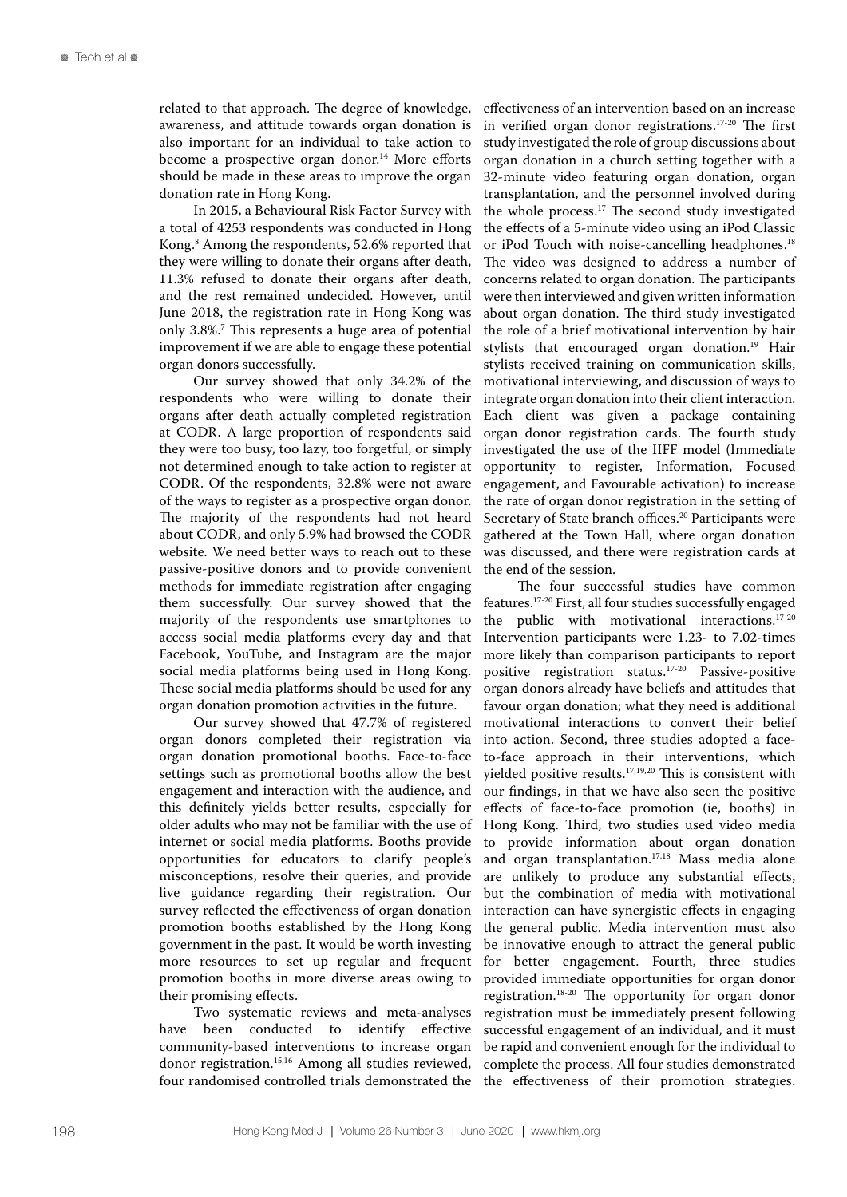related to that approach. The degree of knowledge, awareness, and attitude towards organ donation is also important for an individual to take action to become a prospective organ donor.[14] More efforts should be made in these areas to improve the organ donation rate in Hong Kong.

In 2015, a Behavioural Risk Factor Survey with a total of 4253 respondents was conducted in Hong Kong.[8] Among the respondents, 52.6% reported that they were willing to donate their organs after death, 11.3% refused to donate their organs after death, and the rest remained undecided. However, until June 2018, the registration rate in Hong Kong was only 3.8%.[7] This represents a huge area of potential improvement if we are able to engage these potential organ donors successfully.

Our survey showed that only 34.2% of the respondents who were willing to donate their organs after death actually completed registration at CODR. A large proportion of respondents said they were too busy, too lazy, too forgetful, or simply not determined enough to take action to register at CODR. Of the respondents, 32.8% were not aware of the ways to register as a prospective organ donor. The majority of the respondents had not heard about CODR, and only 5.9% had browsed the CODR website. We need better ways to reach out to these passive-positive donors and to provide convenient methods for immediate registration after engaging them successfully. Our survey showed that the majority of the respondents use smartphones to access social media platforms every day and that Facebook, YouTube, and Instagram are the major social media platforms being used in Hong Kong. These social media platforms should be used for any organ donation promotion activities in the future.

Our survey showed that 47.7% of registered organ donors completed their registration via organ donation promotional booths. Face-to-face settings such as promotional booths allow the best engagement and interaction with the audience, and this definitely yields better results, especially for older adults who may not be familiar with the use of internet or social media platforms. Booths provide opportunities for educators to clarify people's misconceptions, resolve their queries, and provide live guidance regarding their registration. Our survey reflected the effectiveness of organ donation promotion booths established by the Hong Kong government in the past. It would be worth investing more resources to set up regular and frequent promotion booths in more diverse areas owing to their promising effects.

Two systematic reviews and meta-analyses have been conducted to identify effective community-based interventions to increase organ donor registration.[15,16] Among all studies reviewed, four randomised controlled trials demonstrated the effectiveness of an intervention based on an increase in verified organ donor registrations.[17-20] The first study investigated the role of group discussions about organ donation in a church setting together with a 32-minute video featuring organ donation, organ transplantation, and the personnel involved during the whole process.[17] The second study investigated the effects of a 5-minute video using an iPod Classic or iPod Touch with noise-cancelling headphones.[18] The video was designed to address a number of concerns related to organ donation. The participants were then interviewed and given written information about organ donation. The third study investigated the role of a brief motivational intervention by hair stylists that encouraged organ donation.[19] Hair stylists received training on communication skills, motivational interviewing, and discussion of ways to integrate organ donation into their client interaction. Each client was given a package containing organ donor registration cards. The fourth study investigated the use of the IIFF model (Immediate opportunity to register, Information, Focused engagement, and Favourable activation) to increase the rate of organ donor registration in the setting of Secretary of State branch offices.[20] Participants were gathered at the Town Hall, where organ donation was discussed, and there were registration cards at the end of the session.

The four successful studies have common features.[17-20] First, all four studies successfully engaged the public with motivational interactions.[17-20] Intervention participants were 1.23- to 7.02-times more likely than comparison participants to report positive registration status.[17-20] Passive-positive organ donors already have beliefs and attitudes that favour organ donation; what they need is additional motivational interactions to convert their belief into action. Second, three studies adopted a face-to-face approach in their interventions, which yielded positive results.[17,19,20] This is consistent with our findings, in that we have also seen the positive effects of face-to-face promotion (ie, booths) in Hong Kong. Third, two studies used video media to provide information about organ donation and organ transplantation.[17,18] Mass media alone are unlikely to produce any substantial effects, but the combination of media with motivational interaction can have synergistic effects in engaging the general public. Media intervention must also be innovative enough to attract the general public for better engagement. Fourth, three studies provided immediate opportunities for organ donor registration.[18-20] The opportunity for organ donor registration must be immediately present following successful engagement of an individual, and it must be rapid and convenient enough for the individual to complete the process. All four studies demonstrated the effectiveness of their promotion strategies.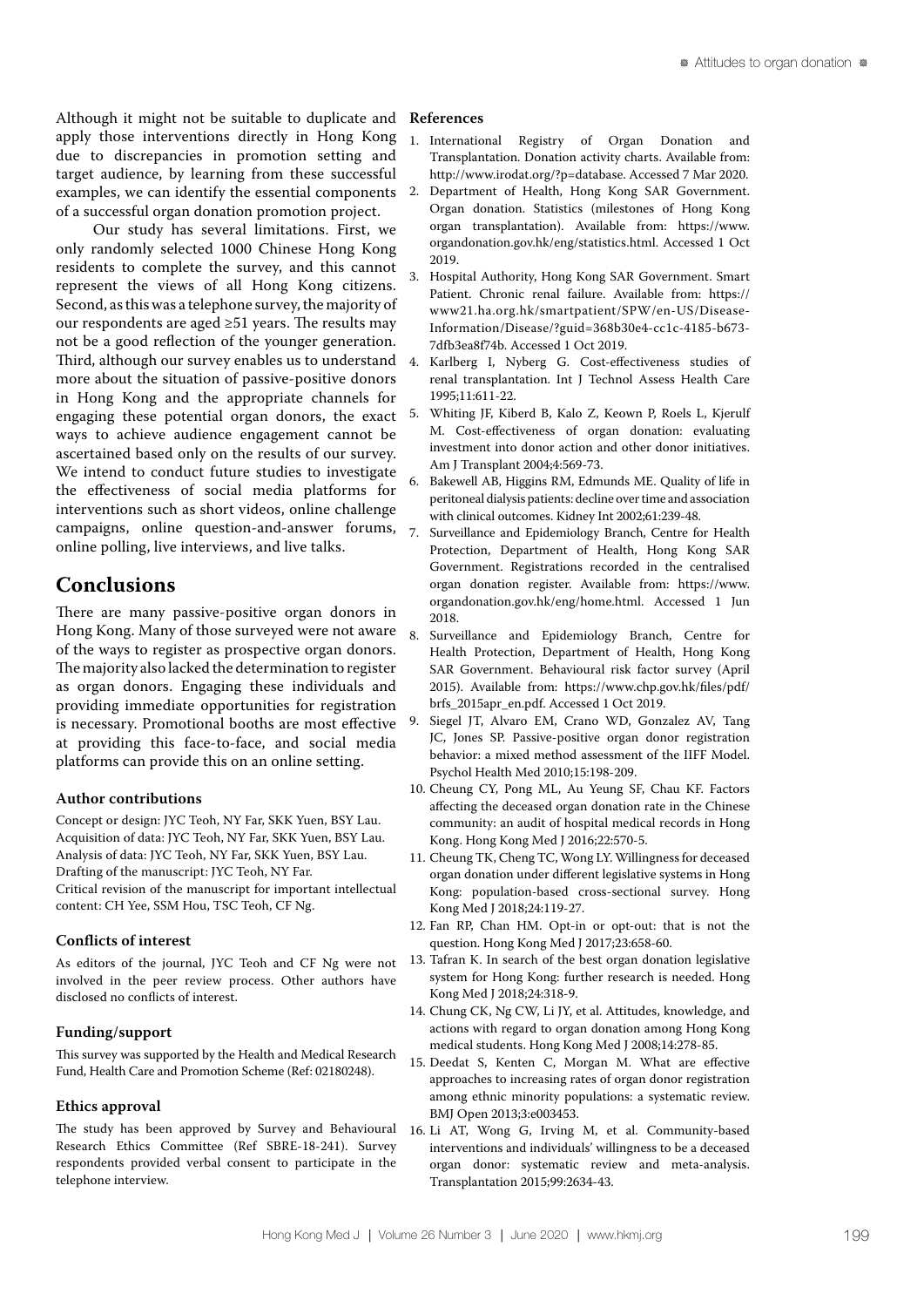Although it might not be suitable to duplicate and apply those interventions directly in Hong Kong due to discrepancies in promotion setting and target audience, by learning from these successful examples, we can identify the essential components of a successful organ donation promotion project.

Our study has several limitations. First, we only randomly selected 1000 Chinese Hong Kong residents to complete the survey, and this cannot represent the views of all Hong Kong citizens. Second, as this was a telephone survey, the majority of our respondents are aged ≥51 years. The results may not be a good reflection of the younger generation. Third, although our survey enables us to understand more about the situation of passive-positive donors in Hong Kong and the appropriate channels for engaging these potential organ donors, the exact ways to achieve audience engagement cannot be ascertained based only on the results of our survey. We intend to conduct future studies to investigate the effectiveness of social media platforms for interventions such as short videos, online challenge campaigns, online question-and-answer forums, online polling, live interviews, and live talks.

## Conclusions

There are many passive-positive organ donors in Hong Kong. Many of those surveyed were not aware of the ways to register as prospective organ donors. The majority also lacked the determination to register as organ donors. Engaging these individuals and providing immediate opportunities for registration is necessary. Promotional booths are most effective at providing this face-to-face, and social media platforms can provide this on an online setting.

### Author contributions

Concept or design: JYC Teoh, NY Far, SKK Yuen, BSY Lau.
Acquisition of data: JYC Teoh, NY Far, SKK Yuen, BSY Lau.
Analysis of data: JYC Teoh, NY Far, SKK Yuen, BSY Lau.
Drafting of the manuscript: JYC Teoh, NY Far.
Critical revision of the manuscript for important intellectual content: CH Yee, SSM Hou, TSC Teoh, CF Ng.

### Conflicts of interest

As editors of the journal, JYC Teoh and CF Ng were not involved in the peer review process. Other authors have disclosed no conflicts of interest.

### Funding/support

This survey was supported by the Health and Medical Research Fund, Health Care and Promotion Scheme (Ref: 02180248).

### Ethics approval

The study has been approved by Survey and Behavioural Research Ethics Committee (Ref SBRE-18-241). Survey respondents provided verbal consent to participate in the telephone interview.

### References

1. International Registry of Organ Donation and Transplantation. Donation activity charts. Available from: http://www.irodat.org/?p=database. Accessed 7 Mar 2020.
2. Department of Health, Hong Kong SAR Government. Organ donation. Statistics (milestones of Hong Kong organ transplantation). Available from: https://www.organdonation.gov.hk/eng/statistics.html. Accessed 1 Oct 2019.
3. Hospital Authority, Hong Kong SAR Government. Smart Patient. Chronic renal failure. Available from: https://www21.ha.org.hk/smartpatient/SPW/en-US/Disease-Information/Disease/?guid=368b30e4-cc1c-4185-b673-7dfb3ea8f74b. Accessed 1 Oct 2019.
4. Karlberg I, Nyberg G. Cost-effectiveness studies of renal transplantation. Int J Technol Assess Health Care 1995;11:611-22.
5. Whiting JF, Kiberd B, Kalo Z, Keown P, Roels L, Kjerulf M. Cost-effectiveness of organ donation: evaluating investment into donor action and other donor initiatives. Am J Transplant 2004;4:569-73.
6. Bakewell AB, Higgins RM, Edmunds ME. Quality of life in peritoneal dialysis patients: decline over time and association with clinical outcomes. Kidney Int 2002;61:239-48.
7. Surveillance and Epidemiology Branch, Centre for Health Protection, Department of Health, Hong Kong SAR Government. Registrations recorded in the centralised organ donation register. Available from: https://www.organdonation.gov.hk/eng/home.html. Accessed 1 Jun 2018.
8. Surveillance and Epidemiology Branch, Centre for Health Protection, Department of Health, Hong Kong SAR Government. Behavioural risk factor survey (April 2015). Available from: https://www.chp.gov.hk/files/pdf/brfs_2015apr_en.pdf. Accessed 1 Oct 2019.
9. Siegel JT, Alvaro EM, Crano WD, Gonzalez AV, Tang JC, Jones SP. Passive-positive organ donor registration behavior: a mixed method assessment of the IIFF Model. Psychol Health Med 2010;15:198-209.
10. Cheung CY, Pong ML, Au Yeung SF, Chau KF. Factors affecting the deceased organ donation rate in the Chinese community: an audit of hospital medical records in Hong Kong. Hong Kong Med J 2016;22:570-5.
11. Cheung TK, Cheng TC, Wong LY. Willingness for deceased organ donation under different legislative systems in Hong Kong: population-based cross-sectional survey. Hong Kong Med J 2018;24:119-27.
12. Fan RP, Chan HM. Opt-in or opt-out: that is not the question. Hong Kong Med J 2017;23:658-60.
13. Tafran K. In search of the best organ donation legislative system for Hong Kong: further research is needed. Hong Kong Med J 2018;24:318-9.
14. Chung CK, Ng CW, Li JY, et al. Attitudes, knowledge, and actions with regard to organ donation among Hong Kong medical students. Hong Kong Med J 2008;14:278-85.
15. Deedat S, Kenten C, Morgan M. What are effective approaches to increasing rates of organ donor registration among ethnic minority populations: a systematic review. BMJ Open 2013;3:e003453.
16. Li AT, Wong G, Irving M, et al. Community-based interventions and individuals' willingness to be a deceased organ donor: systematic review and meta-analysis. Transplantation 2015;99:2634-43.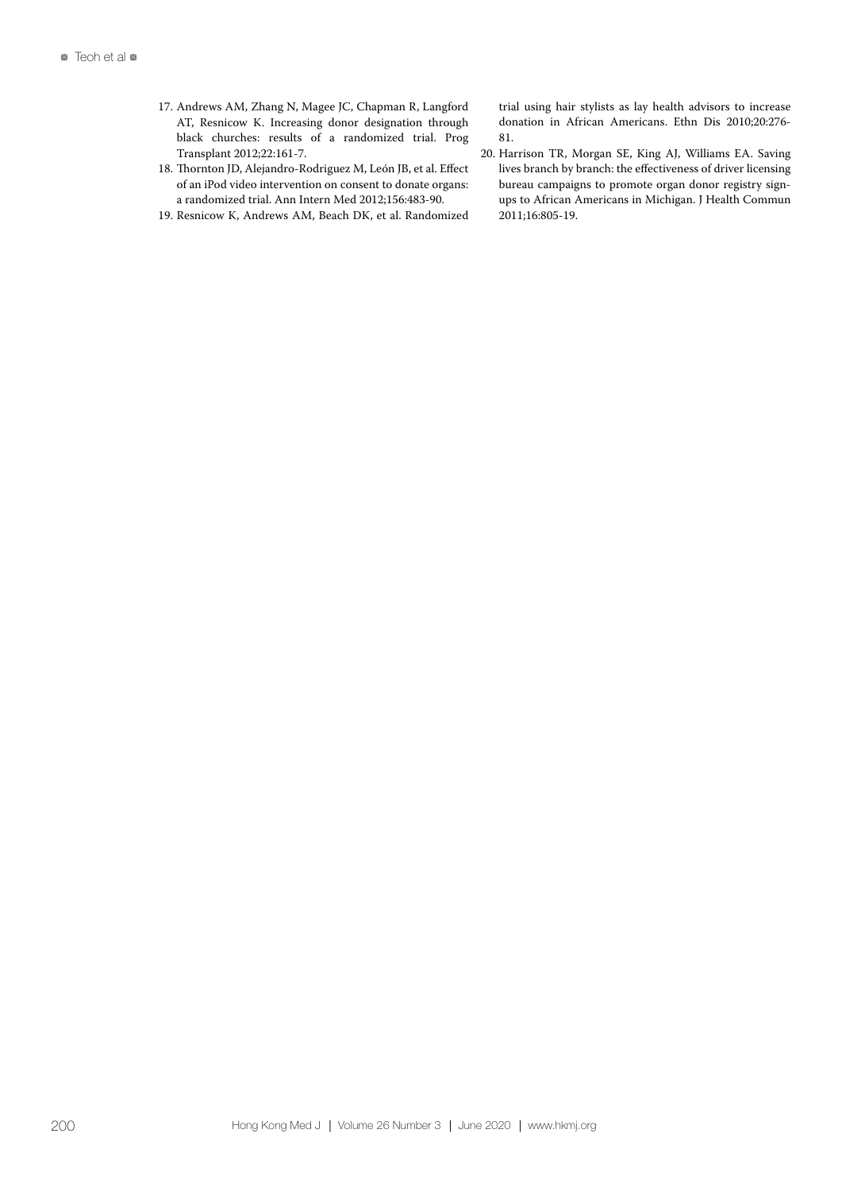17. Andrews AM, Zhang N, Magee JC, Chapman R, Langford AT, Resnicow K. Increasing donor designation through black churches: results of a randomized trial. Prog Transplant 2012;22:161-7.
18. Thornton JD, Alejandro-Rodriguez M, León JB, et al. Effect of an iPod video intervention on consent to donate organs: a randomized trial. Ann Intern Med 2012;156:483-90.
19. Resnicow K, Andrews AM, Beach DK, et al. Randomized trial using hair stylists as lay health advisors to increase donation in African Americans. Ethn Dis 2010;20:276-81.
20. Harrison TR, Morgan SE, King AJ, Williams EA. Saving lives branch by branch: the effectiveness of driver licensing bureau campaigns to promote organ donor registry sign-ups to African Americans in Michigan. J Health Commun 2011;16:805-19.